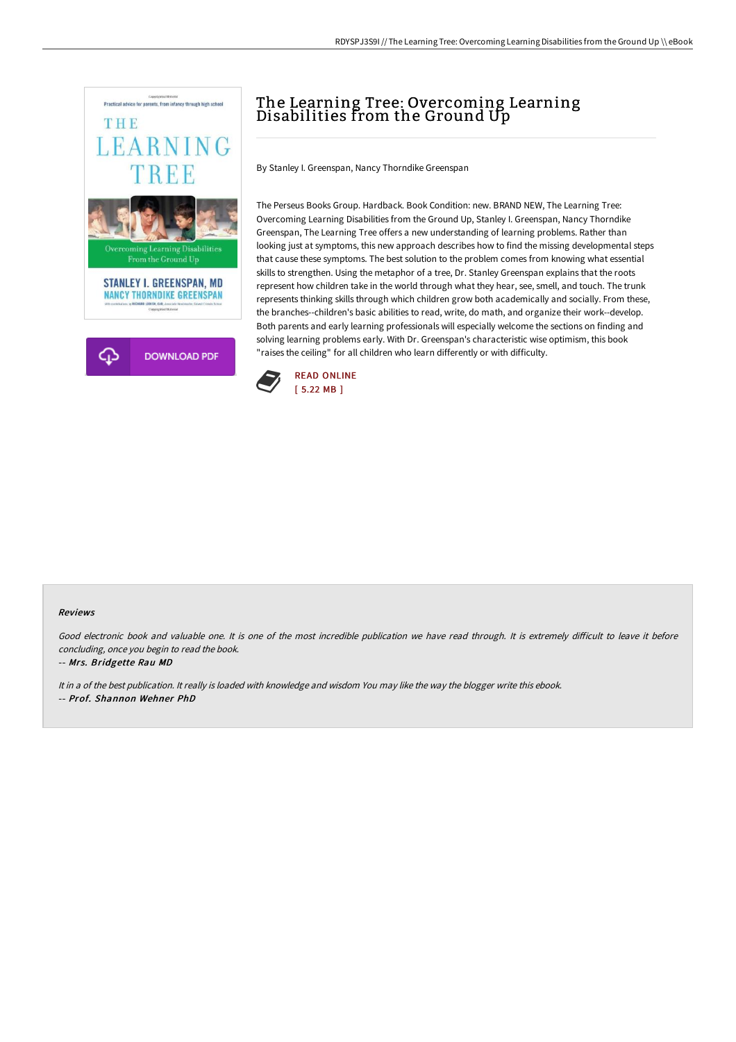# The Learning Tree: Overcoming Learning Disabilities from the Ground Up

By Stanley I. Greenspan, Nancy Thorndike Greenspan

The Perseus Books Group. Hardback. Book Condition: new. BRAND NEW, The Learning Tree: Overcoming Learning Disabilities from the Ground Up, Stanley I. Greenspan, Nancy Thorndike Greenspan, The Learning Tree offers a new understanding of learning problems. Rather than looking just at symptoms, this new approach describes how to find the missing developmental steps that cause these symptoms. The best solution to the problem comes from knowing what essential skills to strengthen. Using the metaphor of a tree, Dr. Stanley Greenspan explains that the roots represent how children take in the world through what they hear, see, smell, and touch. The trunk represents thinking skills through which children grow both academically and socially. From these, the branches--children's basic abilities to read, write, do math, and organize their work--develop. Both parents and early learning professionals will especially welcome the sections on finding and solving learning problems early. With Dr. Greenspan's characteristic wise optimism, this book "raises the ceiling" for all children who learn differently or with difficulty.

READ ONLINE
[ 5.22 MB ]

### Reviews

*Good electronic book and valuable one. It is one of the most incredible publication we have read through. It is extremely difficult to leave it before concluding, once you begin to read the book.*

-- *Mrs. Bridgette Rau MD*

*It in a of the best publication. It really is loaded with knowledge and wisdom You may like the way the blogger write this ebook.*

-- *Prof. Shannon Wehner PhD*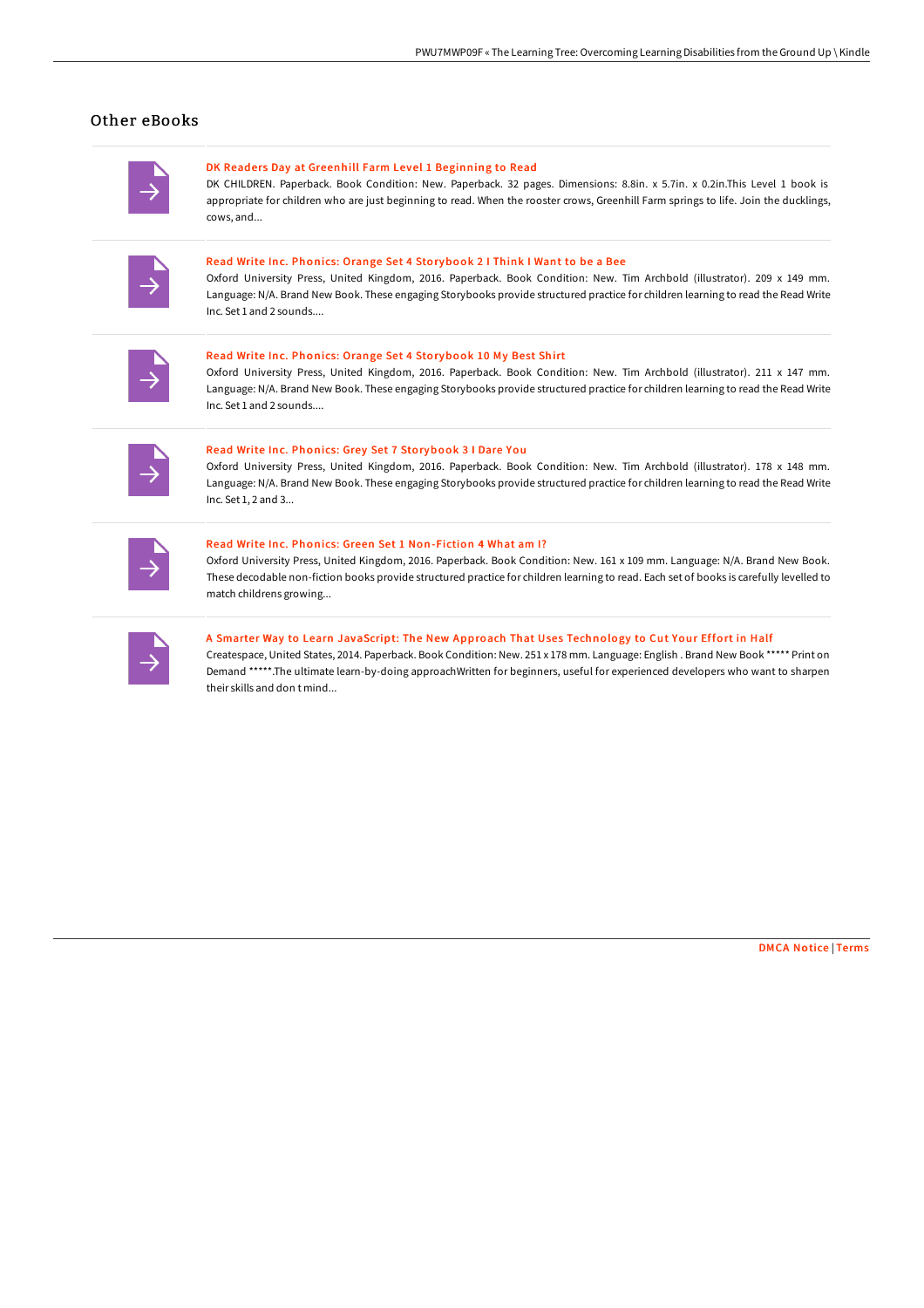## Other eBooks

### DK Readers Day at Greenhill Farm Level 1 Beginning to Read

DK CHILDREN. Paperback. Book Condition: New. Paperback. 32 pages. Dimensions: 8.8in. x 5.7in. x 0.2in.This Level 1 book is appropriate for children who are just beginning to read. When the rooster crows, Greenhill Farm springs to life. Join the ducklings, cows, and...

### Read Write Inc. Phonics: Orange Set 4 Storybook 2 I Think I Want to be a Bee

Oxford University Press, United Kingdom, 2016. Paperback. Book Condition: New. Tim Archbold (illustrator). 209 x 149 mm. Language: N/A. Brand New Book. These engaging Storybooks provide structured practice for children learning to read the Read Write Inc. Set 1 and 2 sounds....

### Read Write Inc. Phonics: Orange Set 4 Storybook 10 My Best Shirt

Oxford University Press, United Kingdom, 2016. Paperback. Book Condition: New. Tim Archbold (illustrator). 211 x 147 mm. Language: N/A. Brand New Book. These engaging Storybooks provide structured practice for children learning to read the Read Write Inc. Set 1 and 2 sounds....

### Read Write Inc. Phonics: Grey Set 7 Storybook 3 I Dare You

Oxford University Press, United Kingdom, 2016. Paperback. Book Condition: New. Tim Archbold (illustrator). 178 x 148 mm. Language: N/A. Brand New Book. These engaging Storybooks provide structured practice for children learning to read the Read Write Inc. Set 1, 2 and 3...

### Read Write Inc. Phonics: Green Set 1 Non-Fiction 4 What am I?

Oxford University Press, United Kingdom, 2016. Paperback. Book Condition: New. 161 x 109 mm. Language: N/A. Brand New Book. These decodable non-fiction books provide structured practice for children learning to read. Each set of books is carefully levelled to match childrens growing...

### A Smarter Way to Learn JavaScript: The New Approach That Uses Technology to Cut Your Effort in Half

Createspace, United States, 2014. Paperback. Book Condition: New. 251 x 178 mm. Language: English . Brand New Book ***** Print on Demand *****.The ultimate learn-by-doing approachWritten for beginners, useful for experienced developers who want to sharpen their skills and don t mind...

DMCA Notice | Terms